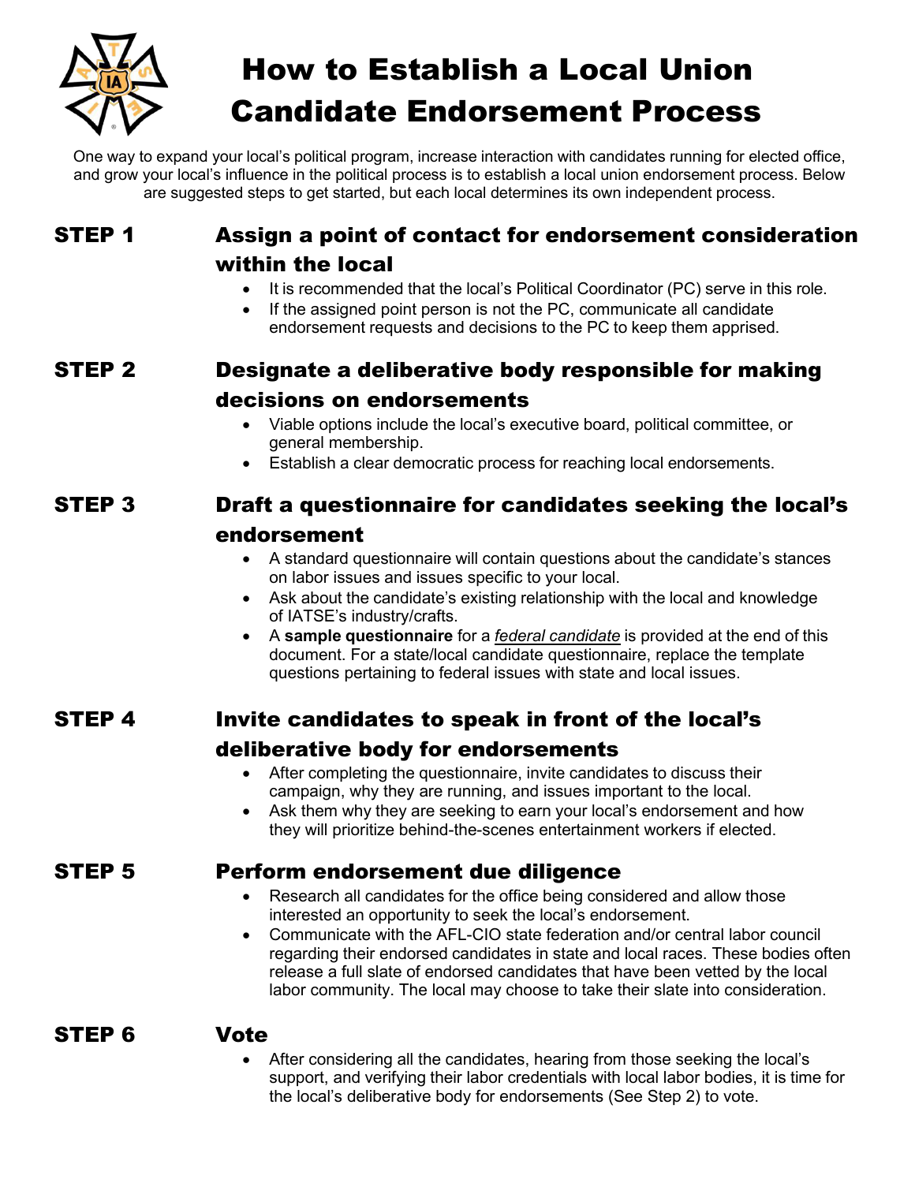# How to Establish a Local Union Candidate Endorsement Process

One way to expand your local's political program, increase interaction with candidates running for elected office, and grow your local's influence in the political process is to establish a local union endorsement process. Below are suggested steps to get started, but each local determines its own independent process.

## STEP 1 — Assign a point of contact for endorsement consideration within the local

- It is recommended that the local's Political Coordinator (PC) serve in this role.
- If the assigned point person is not the PC, communicate all candidate endorsement requests and decisions to the PC to keep them apprised.

## STEP 2 — Designate a deliberative body responsible for making decisions on endorsements

- Viable options include the local's executive board, political committee, or general membership.
- Establish a clear democratic process for reaching local endorsements.

## STEP 3 — Draft a questionnaire for candidates seeking the local's endorsement

- A standard questionnaire will contain questions about the candidate's stances on labor issues and issues specific to your local.
- Ask about the candidate's existing relationship with the local and knowledge of IATSE's industry/crafts.
- A **sample questionnaire** for a ***federal candidate*** is provided at the end of this document. For a state/local candidate questionnaire, replace the template questions pertaining to federal issues with state and local issues.

## STEP 4 — Invite candidates to speak in front of the local's deliberative body for endorsements

- After completing the questionnaire, invite candidates to discuss their campaign, why they are running, and issues important to the local.
- Ask them why they are seeking to earn your local's endorsement and how they will prioritize behind-the-scenes entertainment workers if elected.

## STEP 5 — Perform endorsement due diligence

- Research all candidates for the office being considered and allow those interested an opportunity to seek the local's endorsement.
- Communicate with the AFL-CIO state federation and/or central labor council regarding their endorsed candidates in state and local races. These bodies often release a full slate of endorsed candidates that have been vetted by the local labor community. The local may choose to take their slate into consideration.

## STEP 6 — Vote

- After considering all the candidates, hearing from those seeking the local's support, and verifying their labor credentials with local labor bodies, it is time for the local's deliberative body for endorsements (See Step 2) to vote.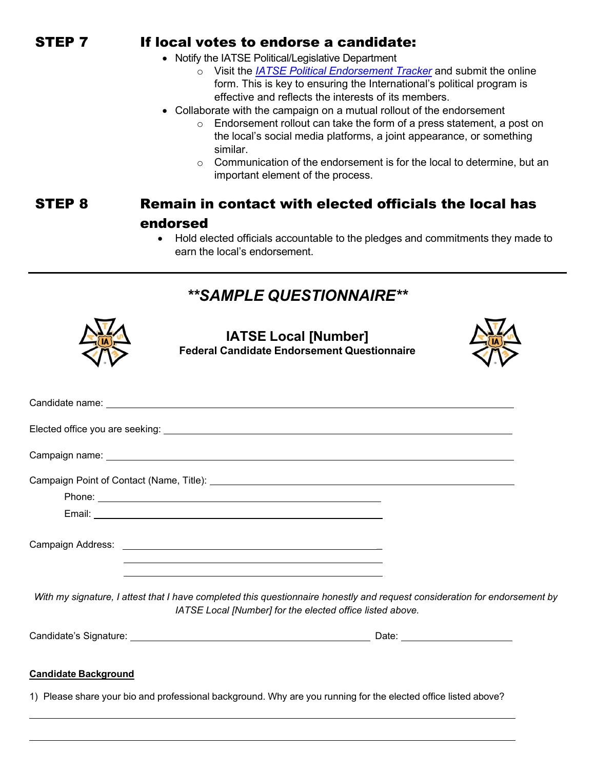## STEP 7 — If local votes to endorse a candidate:

- Notify the IATSE Political/Legislative Department
  - Visit the *IATSE Political Endorsement Tracker* and submit the online form. This is key to ensuring the International's political program is effective and reflects the interests of its members.
- Collaborate with the campaign on a mutual rollout of the endorsement
  - Endorsement rollout can take the form of a press statement, a post on the local's social media platforms, a joint appearance, or something similar.
  - Communication of the endorsement is for the local to determine, but an important element of the process.

## STEP 8 — Remain in contact with elected officials the local has endorsed

- Hold elected officials accountable to the pledges and commitments they made to earn the local's endorsement.

---

# ***\*\*SAMPLE QUESTIONNAIRE\*\****

**IATSE Local [Number]**
**Federal Candidate Endorsement Questionnaire**

Candidate name: ______________________________________________

Elected office you are seeking: ______________________________________________

Campaign name: ______________________________________________

Campaign Point of Contact (Name, Title): ______________________________________________

Phone: ______________________________________________

Email: ______________________________________________

Campaign Address: ______________________________________________

______________________________________________

______________________________________________

*With my signature, I attest that I have completed this questionnaire honestly and request consideration for endorsement by IATSE Local [Number] for the elected office listed above.*

Candidate's Signature: ______________________________ Date: ______________

**Candidate Background**

1) Please share your bio and professional background. Why are you running for the elected office listed above?

______________________________________________

______________________________________________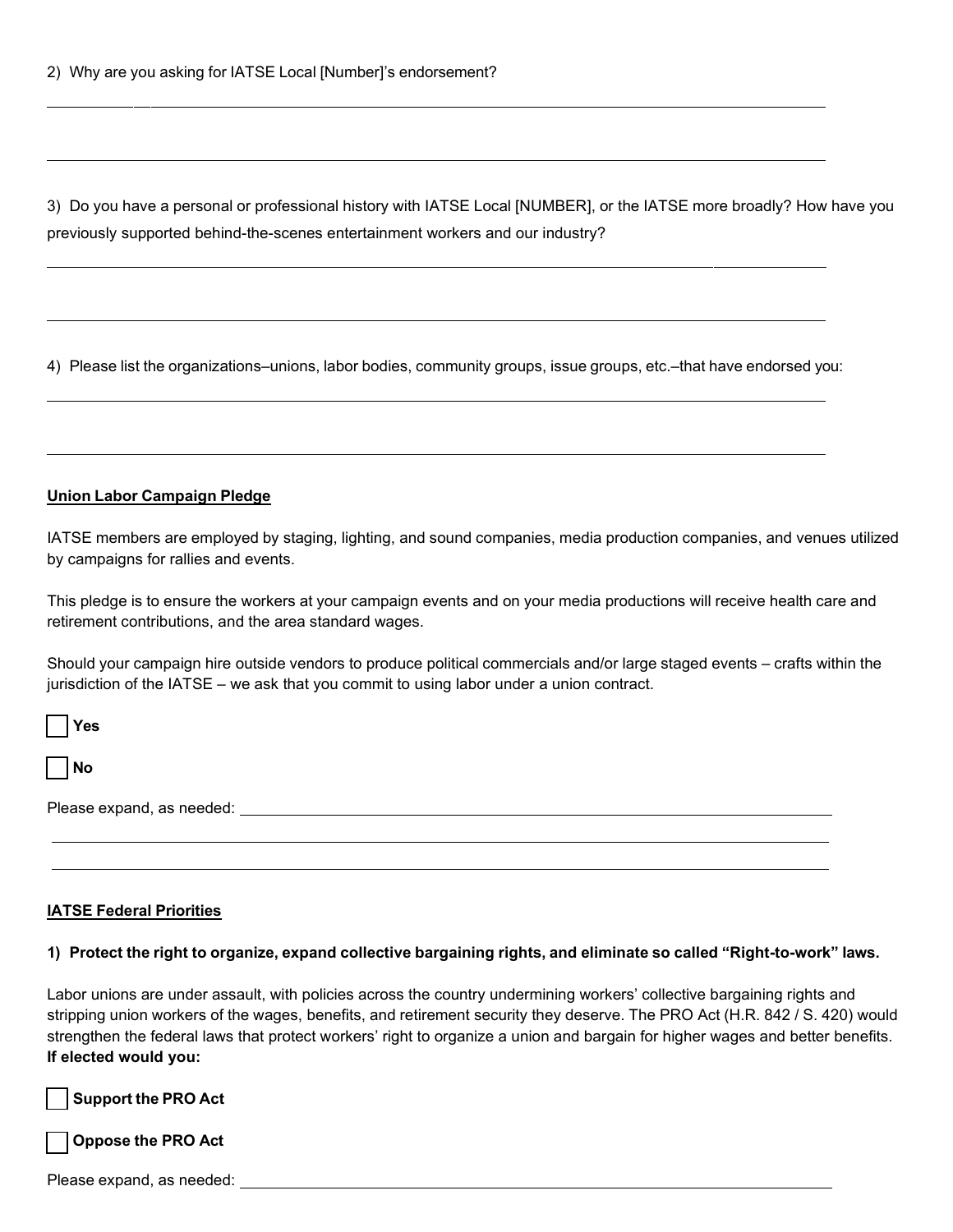2) Why are you asking for IATSE Local [Number]'s endorsement?

3) Do you have a personal or professional history with IATSE Local [NUMBER], or the IATSE more broadly? How have you previously supported behind-the-scenes entertainment workers and our industry?

4) Please list the organizations–unions, labor bodies, community groups, issue groups, etc.–that have endorsed you:

**Union Labor Campaign Pledge**

IATSE members are employed by staging, lighting, and sound companies, media production companies, and venues utilized by campaigns for rallies and events.

This pledge is to ensure the workers at your campaign events and on your media productions will receive health care and retirement contributions, and the area standard wages.

Should your campaign hire outside vendors to produce political commercials and/or large staged events – crafts within the jurisdiction of the IATSE – we ask that you commit to using labor under a union contract.

☐ **Yes**

☐ **No**

Please expand, as needed:

**IATSE Federal Priorities**

**1) Protect the right to organize, expand collective bargaining rights, and eliminate so called "Right-to-work" laws.**

Labor unions are under assault, with policies across the country undermining workers' collective bargaining rights and stripping union workers of the wages, benefits, and retirement security they deserve. The PRO Act (H.R. 842 / S. 420) would strengthen the federal laws that protect workers' right to organize a union and bargain for higher wages and better benefits. **If elected would you:**

☐ **Support the PRO Act**

☐ **Oppose the PRO Act**

Please expand, as needed: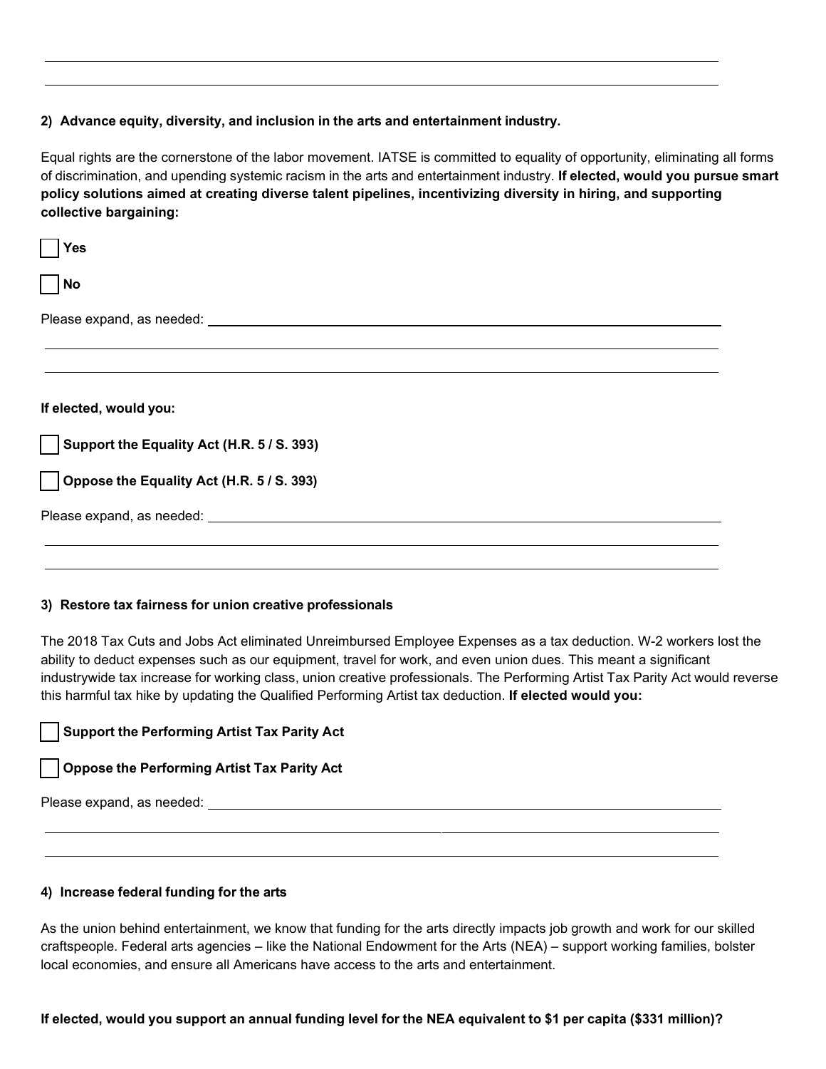**2) Advance equity, diversity, and inclusion in the arts and entertainment industry.**

Equal rights are the cornerstone of the labor movement. IATSE is committed to equality of opportunity, eliminating all forms of discrimination, and upending systemic racism in the arts and entertainment industry. **If elected, would you pursue smart policy solutions aimed at creating diverse talent pipelines, incentivizing diversity in hiring, and supporting collective bargaining:**

☐ **Yes**

☐ **No**

Please expand, as needed: ______________________________

**If elected, would you:**

☐ **Support the Equality Act (H.R. 5 / S. 393)**

☐ **Oppose the Equality Act (H.R. 5 / S. 393)**

Please expand, as needed: ______________________________

**3) Restore tax fairness for union creative professionals**

The 2018 Tax Cuts and Jobs Act eliminated Unreimbursed Employee Expenses as a tax deduction. W-2 workers lost the ability to deduct expenses such as our equipment, travel for work, and even union dues. This meant a significant industrywide tax increase for working class, union creative professionals. The Performing Artist Tax Parity Act would reverse this harmful tax hike by updating the Qualified Performing Artist tax deduction. **If elected would you:**

☐ **Support the Performing Artist Tax Parity Act**

☐ **Oppose the Performing Artist Tax Parity Act**

Please expand, as needed: ______________________________

**4) Increase federal funding for the arts**

As the union behind entertainment, we know that funding for the arts directly impacts job growth and work for our skilled craftspeople. Federal arts agencies – like the National Endowment for the Arts (NEA) – support working families, bolster local economies, and ensure all Americans have access to the arts and entertainment.

**If elected, would you support an annual funding level for the NEA equivalent to $1 per capita ($331 million)?**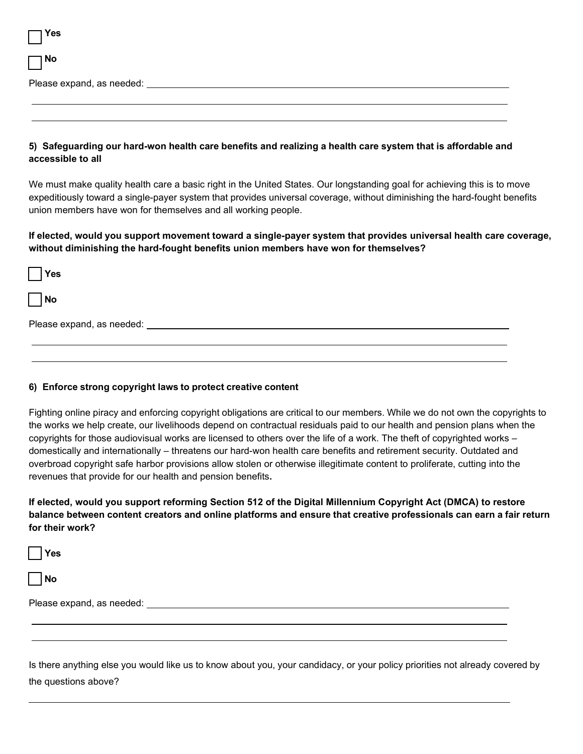- [ ] **Yes**
- [ ] **No**

Please expand, as needed: ______________________________________________

______________________________________________

______________________________________________

**5) Safeguarding our hard-won health care benefits and realizing a health care system that is affordable and accessible to all**

We must make quality health care a basic right in the United States. Our longstanding goal for achieving this is to move expeditiously toward a single-payer system that provides universal coverage, without diminishing the hard-fought benefits union members have won for themselves and all working people.

**If elected, would you support movement toward a single-payer system that provides universal health care coverage, without diminishing the hard-fought benefits union members have won for themselves?**

- [ ] **Yes**
- [ ] **No**

Please expand, as needed: ______________________________________________

______________________________________________

______________________________________________

**6) Enforce strong copyright laws to protect creative content**

Fighting online piracy and enforcing copyright obligations are critical to our members. While we do not own the copyrights to the works we help create, our livelihoods depend on contractual residuals paid to our health and pension plans when the copyrights for those audiovisual works are licensed to others over the life of a work. The theft of copyrighted works – domestically and internationally – threatens our hard-won health care benefits and retirement security. Outdated and overbroad copyright safe harbor provisions allow stolen or otherwise illegitimate content to proliferate, cutting into the revenues that provide for our health and pension benefits**.**

**If elected, would you support reforming Section 512 of the Digital Millennium Copyright Act (DMCA) to restore balance between content creators and online platforms and ensure that creative professionals can earn a fair return for their work?**

- [ ] **Yes**
- [ ] **No**

Please expand, as needed: ______________________________________________

______________________________________________

______________________________________________

Is there anything else you would like us to know about you, your candidacy, or your policy priorities not already covered by the questions above?

______________________________________________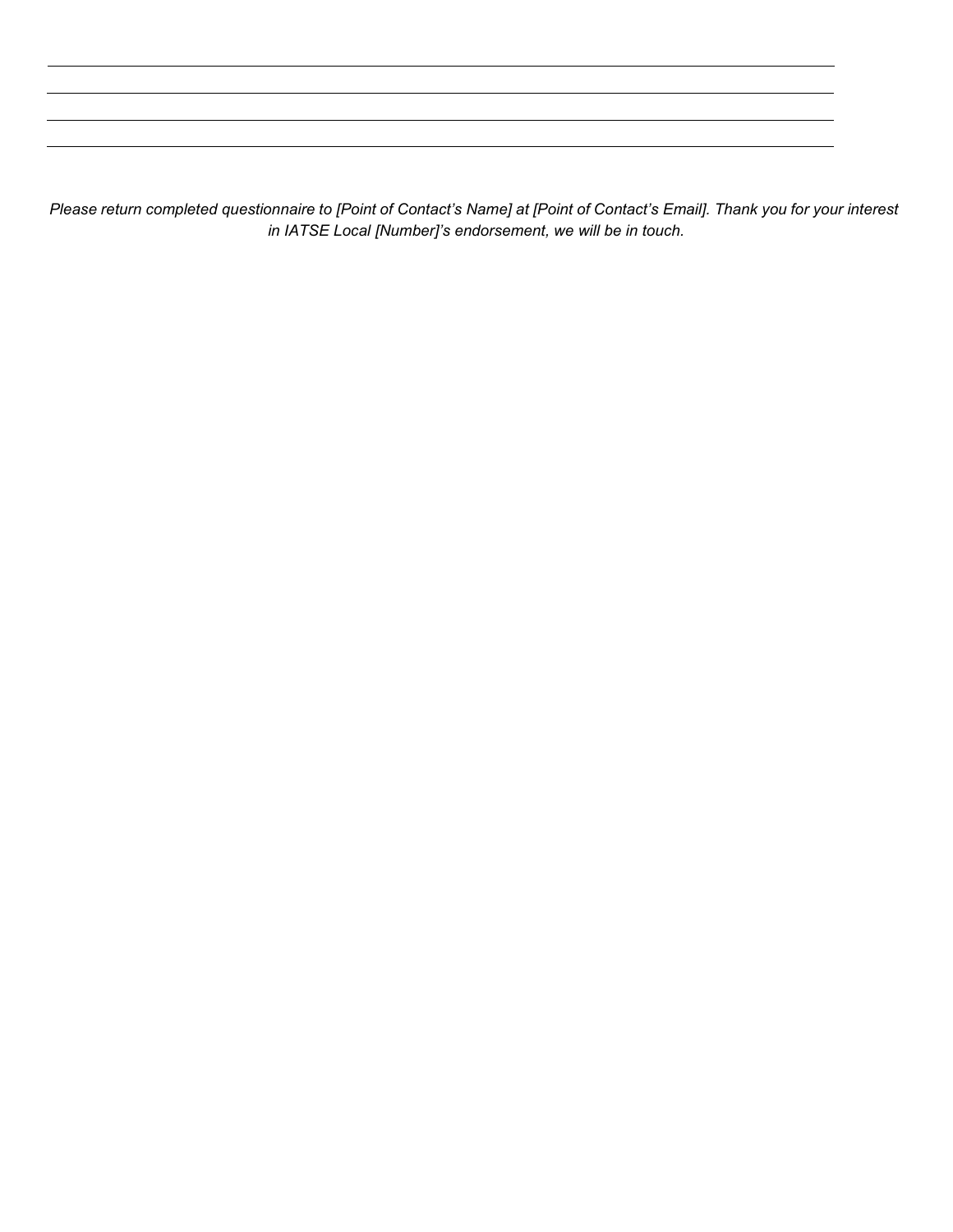*Please return completed questionnaire to [Point of Contact's Name] at [Point of Contact's Email]. Thank you for your interest in IATSE Local [Number]'s endorsement, we will be in touch.*